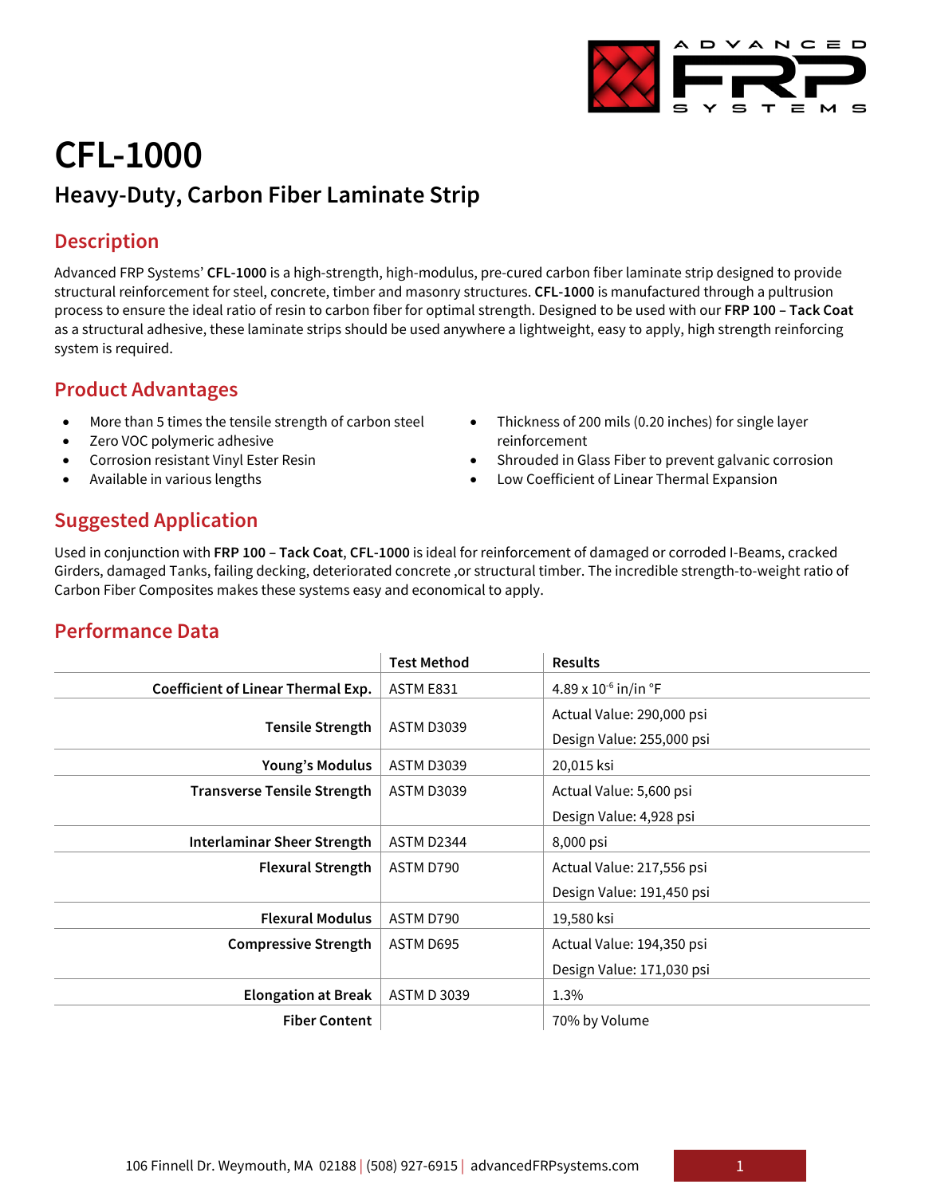# CFL-1000

## Heavy-Duty, Carbon Fiber Laminate Strip

### Description

Advanced FRP Systems' **CFL-1000** is a high-strength, high-modulus, pre-cured carbon fiber laminate strip designed to provide structural reinforcement for steel, concrete, timber and masonry structures. **CFL-1000** is manufactured through a pultrusion process to ensure the ideal ratio of resin to carbon fiber for optimal strength. Designed to be used with our **FRP 100 – Tack Coat** as a structural adhesive, these laminate strips should be used anywhere a lightweight, easy to apply, high strength reinforcing system is required.

### Product Advantages

- More than 5 times the tensile strength of carbon steel
- Zero VOC polymeric adhesive
- Corrosion resistant Vinyl Ester Resin
- Available in various lengths
- Thickness of 200 mils (0.20 inches) for single layer reinforcement
- Shrouded in Glass Fiber to prevent galvanic corrosion
- Low Coefficient of Linear Thermal Expansion

### Suggested Application

Used in conjunction with **FRP 100 – Tack Coat**, **CFL-1000** is ideal for reinforcement of damaged or corroded I-Beams, cracked Girders, damaged Tanks, failing decking, deteriorated concrete ,or structural timber. The incredible strength-to-weight ratio of Carbon Fiber Composites makes these systems easy and economical to apply.

### Performance Data

| | Test Method | Results |
|---|---|---|
| **Coefficient of Linear Thermal Exp.** | ASTM E831 | 4.89 x $10^{-6}$ in/in °F |
| **Tensile Strength** | ASTM D3039 | Actual Value: 290,000 psi<br>Design Value: 255,000 psi |
| **Young's Modulus** | ASTM D3039 | 20,015 ksi |
| **Transverse Tensile Strength** | ASTM D3039 | Actual Value: 5,600 psi<br>Design Value: 4,928 psi |
| **Interlaminar Sheer Strength** | ASTM D2344 | 8,000 psi |
| **Flexural Strength** | ASTM D790 | Actual Value: 217,556 psi<br>Design Value: 191,450 psi |
| **Flexural Modulus** | ASTM D790 | 19,580 ksi |
| **Compressive Strength** | ASTM D695 | Actual Value: 194,350 psi<br>Design Value: 171,030 psi |
| **Elongation at Break** | ASTM D 3039 | 1.3% |
| **Fiber Content** | | 70% by Volume |

106 Finnell Dr. Weymouth, MA 02188 | (508) 927-6915 | advancedFRPsystems.com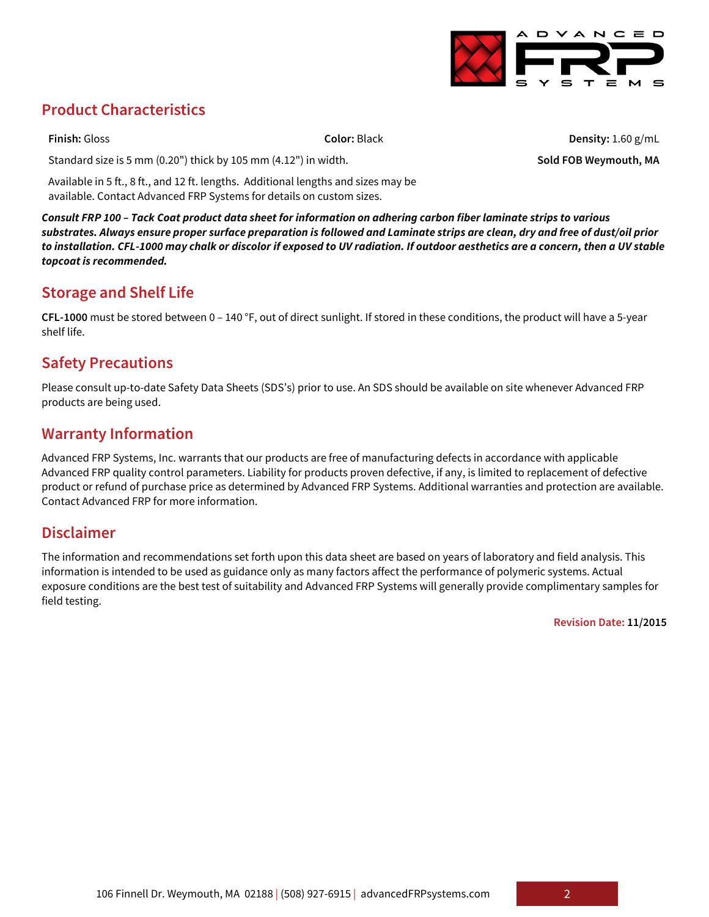## Product Characteristics

**Finish:** Gloss

**Color:** Black

**Density:** 1.60 g/mL

Standard size is 5 mm (0.20") thick by 105 mm (4.12") in width.

**Sold FOB Weymouth, MA**

Available in 5 ft., 8 ft., and 12 ft. lengths. Additional lengths and sizes may be available. Contact Advanced FRP Systems for details on custom sizes.

***Consult FRP 100 – Tack Coat product data sheet for information on adhering carbon fiber laminate strips to various substrates. Always ensure proper surface preparation is followed and Laminate strips are clean, dry and free of dust/oil prior to installation. CFL-1000 may chalk or discolor if exposed to UV radiation. If outdoor aesthetics are a concern, then a UV stable topcoat is recommended.***

## Storage and Shelf Life

**CFL-1000** must be stored between 0 – 140 °F, out of direct sunlight. If stored in these conditions, the product will have a 5-year shelf life.

## Safety Precautions

Please consult up-to-date Safety Data Sheets (SDS's) prior to use. An SDS should be available on site whenever Advanced FRP products are being used.

## Warranty Information

Advanced FRP Systems, Inc. warrants that our products are free of manufacturing defects in accordance with applicable Advanced FRP quality control parameters. Liability for products proven defective, if any, is limited to replacement of defective product or refund of purchase price as determined by Advanced FRP Systems. Additional warranties and protection are available. Contact Advanced FRP for more information.

## Disclaimer

The information and recommendations set forth upon this data sheet are based on years of laboratory and field analysis. This information is intended to be used as guidance only as many factors affect the performance of polymeric systems. Actual exposure conditions are the best test of suitability and Advanced FRP Systems will generally provide complimentary samples for field testing.

**Revision Date: 11/2015**

106 Finnell Dr. Weymouth, MA 02188 | (508) 927-6915 | advancedFRPsystems.com